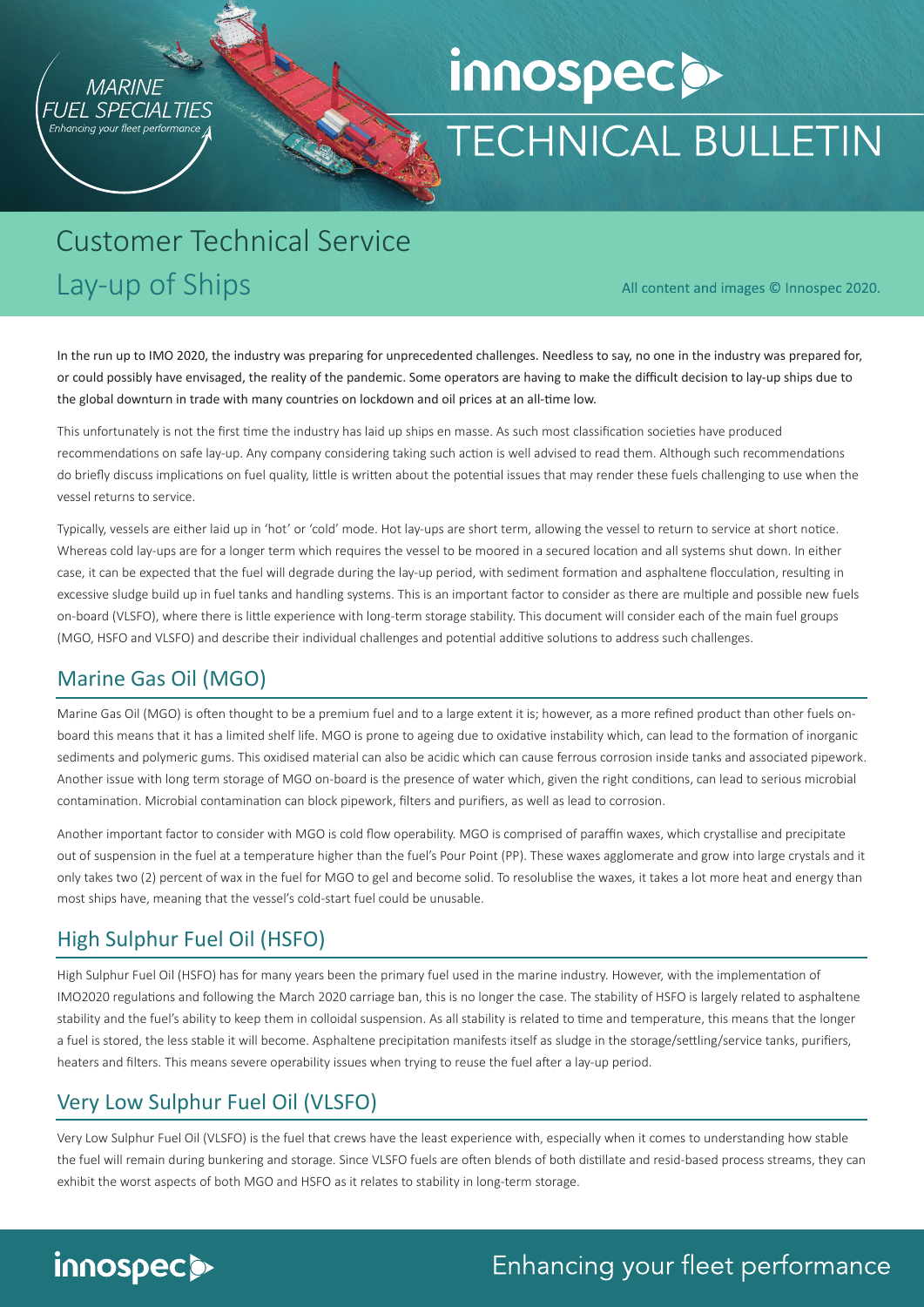MARINE FUEL SPECIALTIES
*Enhancing your fleet performance*

innospec

# TECHNICAL BULLETIN

## Customer Technical Service
## Lay-up of Ships

All content and images © Innospec 2020.

In the run up to IMO 2020, the industry was preparing for unprecedented challenges. Needless to say, no one in the industry was prepared for, or could possibly have envisaged, the reality of the pandemic. Some operators are having to make the difficult decision to lay-up ships due to the global downturn in trade with many countries on lockdown and oil prices at an all-time low.

This unfortunately is not the first time the industry has laid up ships en masse. As such most classification societies have produced recommendations on safe lay-up. Any company considering taking such action is well advised to read them. Although such recommendations do briefly discuss implications on fuel quality, little is written about the potential issues that may render these fuels challenging to use when the vessel returns to service.

Typically, vessels are either laid up in 'hot' or 'cold' mode. Hot lay-ups are short term, allowing the vessel to return to service at short notice. Whereas cold lay-ups are for a longer term which requires the vessel to be moored in a secured location and all systems shut down. In either case, it can be expected that the fuel will degrade during the lay-up period, with sediment formation and asphaltene flocculation, resulting in excessive sludge build up in fuel tanks and handling systems. This is an important factor to consider as there are multiple and possible new fuels on-board (VLSFO), where there is little experience with long-term storage stability. This document will consider each of the main fuel groups (MGO, HSFO and VLSFO) and describe their individual challenges and potential additive solutions to address such challenges.

## Marine Gas Oil (MGO)

Marine Gas Oil (MGO) is often thought to be a premium fuel and to a large extent it is; however, as a more refined product than other fuels on-board this means that it has a limited shelf life. MGO is prone to ageing due to oxidative instability which, can lead to the formation of inorganic sediments and polymeric gums. This oxidised material can also be acidic which can cause ferrous corrosion inside tanks and associated pipework. Another issue with long term storage of MGO on-board is the presence of water which, given the right conditions, can lead to serious microbial contamination. Microbial contamination can block pipework, filters and purifiers, as well as lead to corrosion.

Another important factor to consider with MGO is cold flow operability. MGO is comprised of paraffin waxes, which crystallise and precipitate out of suspension in the fuel at a temperature higher than the fuel's Pour Point (PP). These waxes agglomerate and grow into large crystals and it only takes two (2) percent of wax in the fuel for MGO to gel and become solid. To resolublise the waxes, it takes a lot more heat and energy than most ships have, meaning that the vessel's cold-start fuel could be unusable.

## High Sulphur Fuel Oil (HSFO)

High Sulphur Fuel Oil (HSFO) has for many years been the primary fuel used in the marine industry. However, with the implementation of IMO2020 regulations and following the March 2020 carriage ban, this is no longer the case. The stability of HSFO is largely related to asphaltene stability and the fuel's ability to keep them in colloidal suspension. As all stability is related to time and temperature, this means that the longer a fuel is stored, the less stable it will become. Asphaltene precipitation manifests itself as sludge in the storage/settling/service tanks, purifiers, heaters and filters. This means severe operability issues when trying to reuse the fuel after a lay-up period.

## Very Low Sulphur Fuel Oil (VLSFO)

Very Low Sulphur Fuel Oil (VLSFO) is the fuel that crews have the least experience with, especially when it comes to understanding how stable the fuel will remain during bunkering and storage. Since VLSFO fuels are often blends of both distillate and resid-based process streams, they can exhibit the worst aspects of both MGO and HSFO as it relates to stability in long-term storage.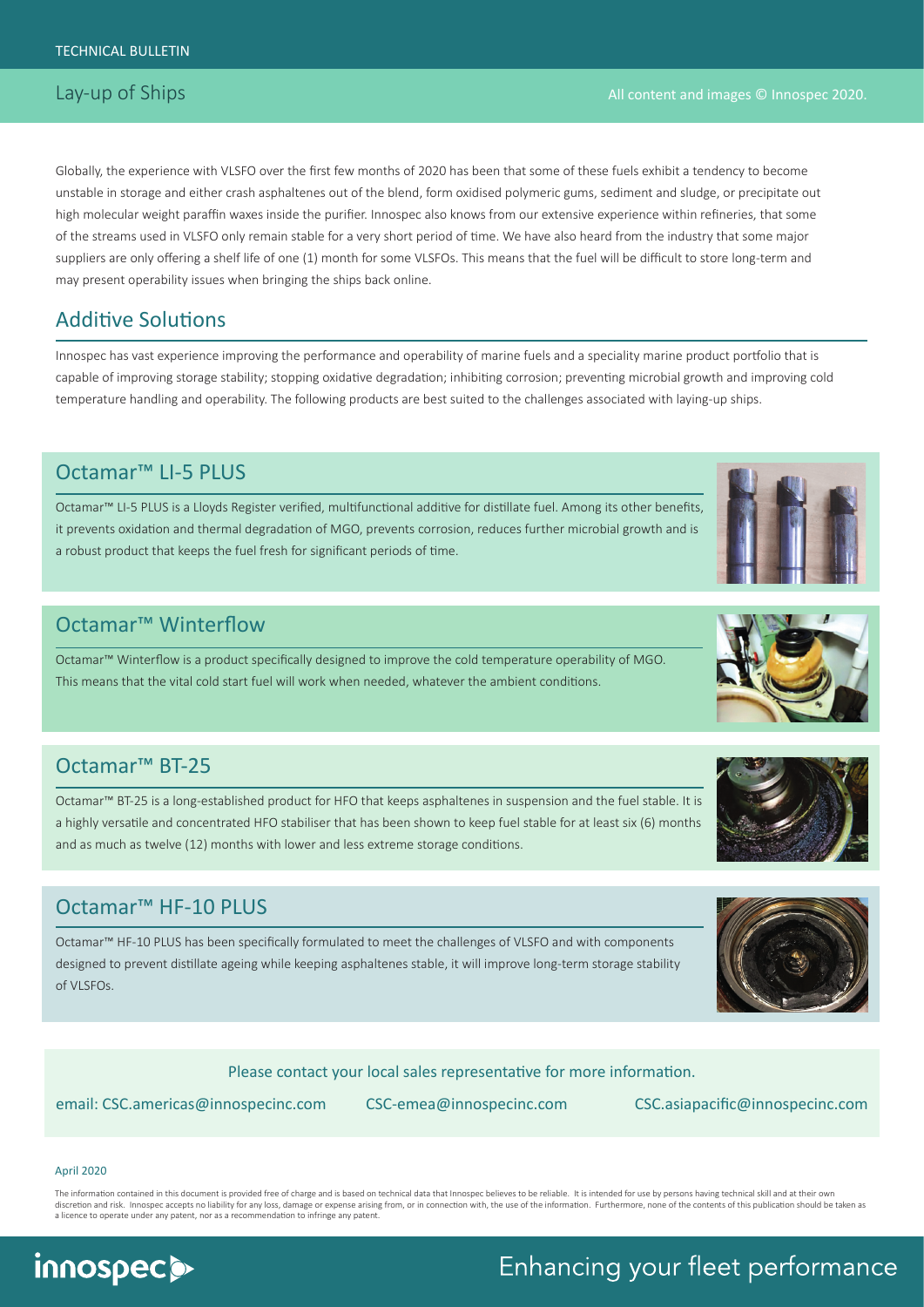Globally, the experience with VLSFO over the first few months of 2020 has been that some of these fuels exhibit a tendency to become unstable in storage and either crash asphaltenes out of the blend, form oxidised polymeric gums, sediment and sludge, or precipitate out high molecular weight paraffin waxes inside the purifier. Innospec also knows from our extensive experience within refineries, that some of the streams used in VLSFO only remain stable for a very short period of time. We have also heard from the industry that some major suppliers are only offering a shelf life of one (1) month for some VLSFOs. This means that the fuel will be difficult to store long-term and may present operability issues when bringing the ships back online.

## Additive Solutions

Innospec has vast experience improving the performance and operability of marine fuels and a speciality marine product portfolio that is capable of improving storage stability; stopping oxidative degradation; inhibiting corrosion; preventing microbial growth and improving cold temperature handling and operability. The following products are best suited to the challenges associated with laying-up ships.

### Octamar™ LI-5 PLUS

Octamar™ LI-5 PLUS is a Lloyds Register verified, multifunctional additive for distillate fuel. Among its other benefits, it prevents oxidation and thermal degradation of MGO, prevents corrosion, reduces further microbial growth and is a robust product that keeps the fuel fresh for significant periods of time.

### Octamar™ Winterflow

Octamar™ Winterflow is a product specifically designed to improve the cold temperature operability of MGO. This means that the vital cold start fuel will work when needed, whatever the ambient conditions.

### Octamar™ BT-25

Octamar™ BT-25 is a long-established product for HFO that keeps asphaltenes in suspension and the fuel stable. It is a highly versatile and concentrated HFO stabiliser that has been shown to keep fuel stable for at least six (6) months and as much as twelve (12) months with lower and less extreme storage conditions.

### Octamar™ HF-10 PLUS

Octamar™ HF-10 PLUS has been specifically formulated to meet the challenges of VLSFO and with components designed to prevent distillate ageing while keeping asphaltenes stable, it will improve long-term storage stability of VLSFOs.

Please contact your local sales representative for more information.

email: CSC.americas@innospecinc.com CSC-emea@innospecinc.com CSC.asiapacific@innospecinc.com

April 2020

The information contained in this document is provided free of charge and is based on technical data that Innospec believes to be reliable. It is intended for use by persons having technical skill and at their own discretion and risk. Innospec accepts no liability for any loss, damage or expense arising from, or in connection with, the use of the information. Furthermore, none of the contents of this publication should be taken as a licence to operate under any patent, nor as a recommendation to infringe any patent.